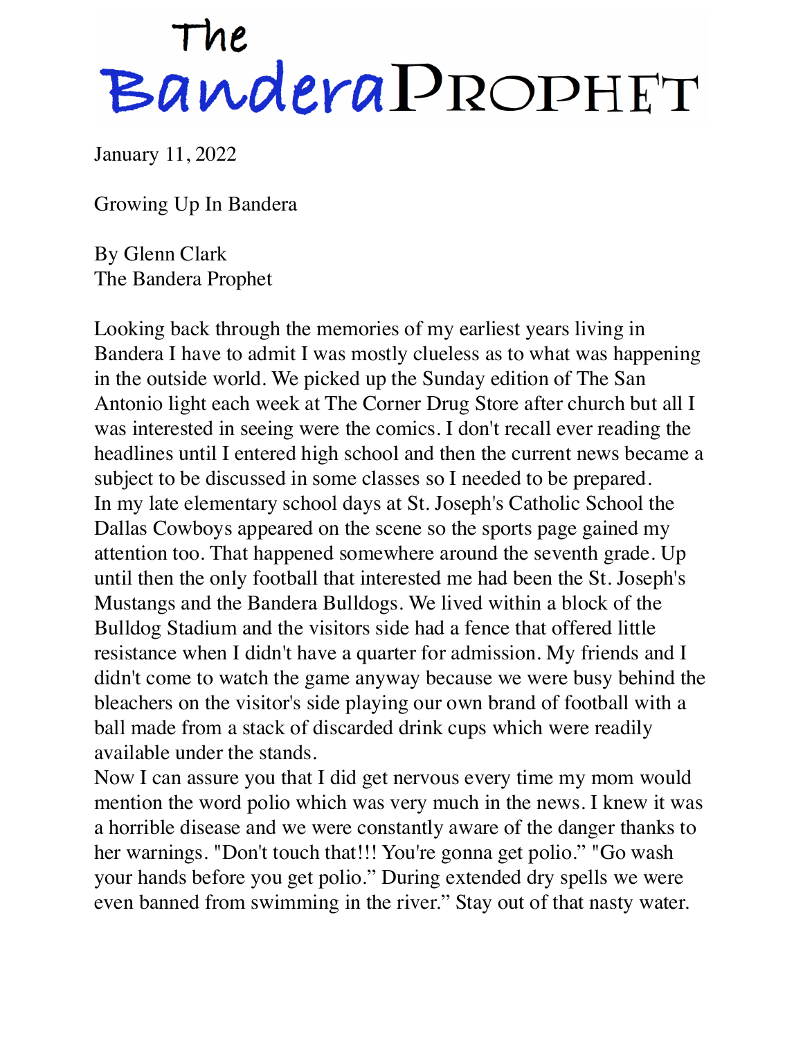# The Bandera Prophet

January 11, 2022

Growing Up In Bandera

By Glenn Clark
The Bandera Prophet

Looking back through the memories of my earliest years living in Bandera I have to admit I was mostly clueless as to what was happening in the outside world. We picked up the Sunday edition of The San Antonio light each week at The Corner Drug Store after church but all I was interested in seeing were the comics. I don't recall ever reading the headlines until I entered high school and then the current news became a subject to be discussed in some classes so I needed to be prepared.
In my late elementary school days at St. Joseph's Catholic School the Dallas Cowboys appeared on the scene so the sports page gained my attention too. That happened somewhere around the seventh grade. Up until then the only football that interested me had been the St. Joseph's Mustangs and the Bandera Bulldogs. We lived within a block of the Bulldog Stadium and the visitors side had a fence that offered little resistance when I didn't have a quarter for admission. My friends and I didn't come to watch the game anyway because we were busy behind the bleachers on the visitor's side playing our own brand of football with a ball made from a stack of discarded drink cups which were readily available under the stands.
Now I can assure you that I did get nervous every time my mom would mention the word polio which was very much in the news. I knew it was a horrible disease and we were constantly aware of the danger thanks to her warnings. "Don't touch that!!! You're gonna get polio." "Go wash your hands before you get polio." During extended dry spells we were even banned from swimming in the river." Stay out of that nasty water.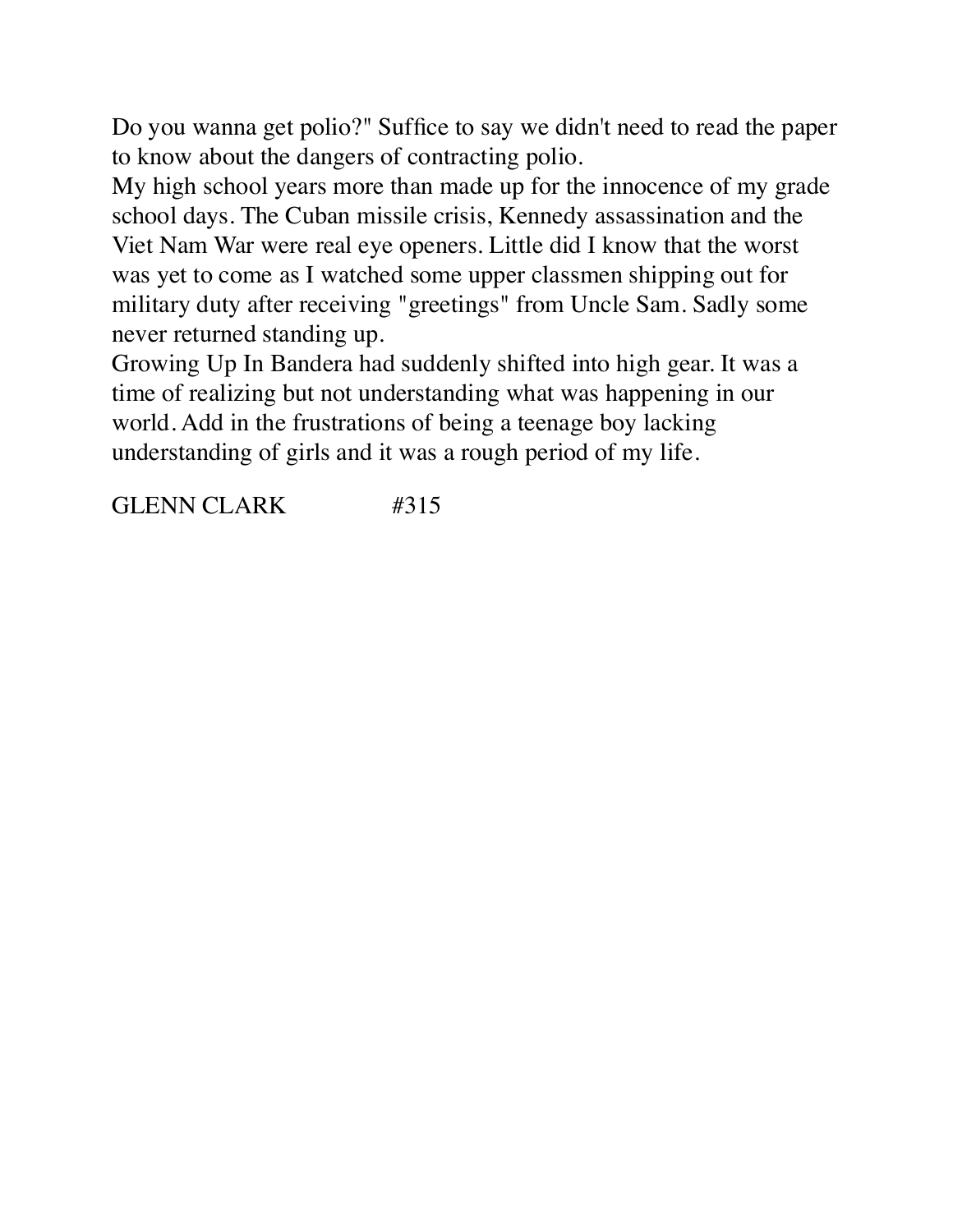Do you wanna get polio?" Suffice to say we didn't need to read the paper to know about the dangers of contracting polio.

My high school years more than made up for the innocence of my grade school days. The Cuban missile crisis, Kennedy assassination and the Viet Nam War were real eye openers. Little did I know that the worst was yet to come as I watched some upper classmen shipping out for military duty after receiving "greetings" from Uncle Sam. Sadly some never returned standing up.

Growing Up In Bandera had suddenly shifted into high gear. It was a time of realizing but not understanding what was happening in our world. Add in the frustrations of being a teenage boy lacking understanding of girls and it was a rough period of my life.

GLENN CLARK #315